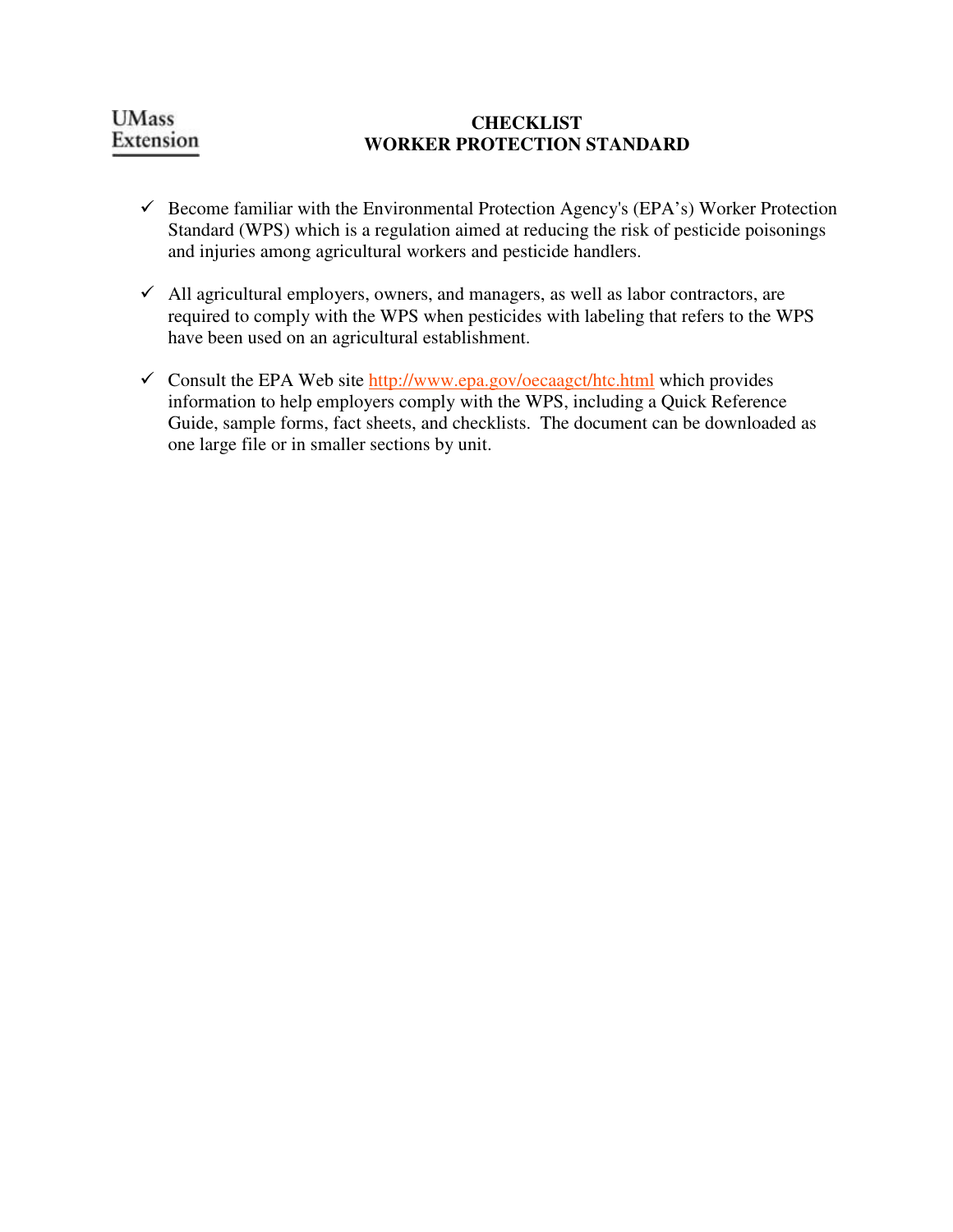UMass Extension

# CHECKLIST
# WORKER PROTECTION STANDARD

- ✓ Become familiar with the Environmental Protection Agency's (EPA's) Worker Protection Standard (WPS) which is a regulation aimed at reducing the risk of pesticide poisonings and injuries among agricultural workers and pesticide handlers.

- ✓ All agricultural employers, owners, and managers, as well as labor contractors, are required to comply with the WPS when pesticides with labeling that refers to the WPS have been used on an agricultural establishment.

- ✓ Consult the EPA Web site http://www.epa.gov/oecaagct/htc.html which provides information to help employers comply with the WPS, including a Quick Reference Guide, sample forms, fact sheets, and checklists. The document can be downloaded as one large file or in smaller sections by unit.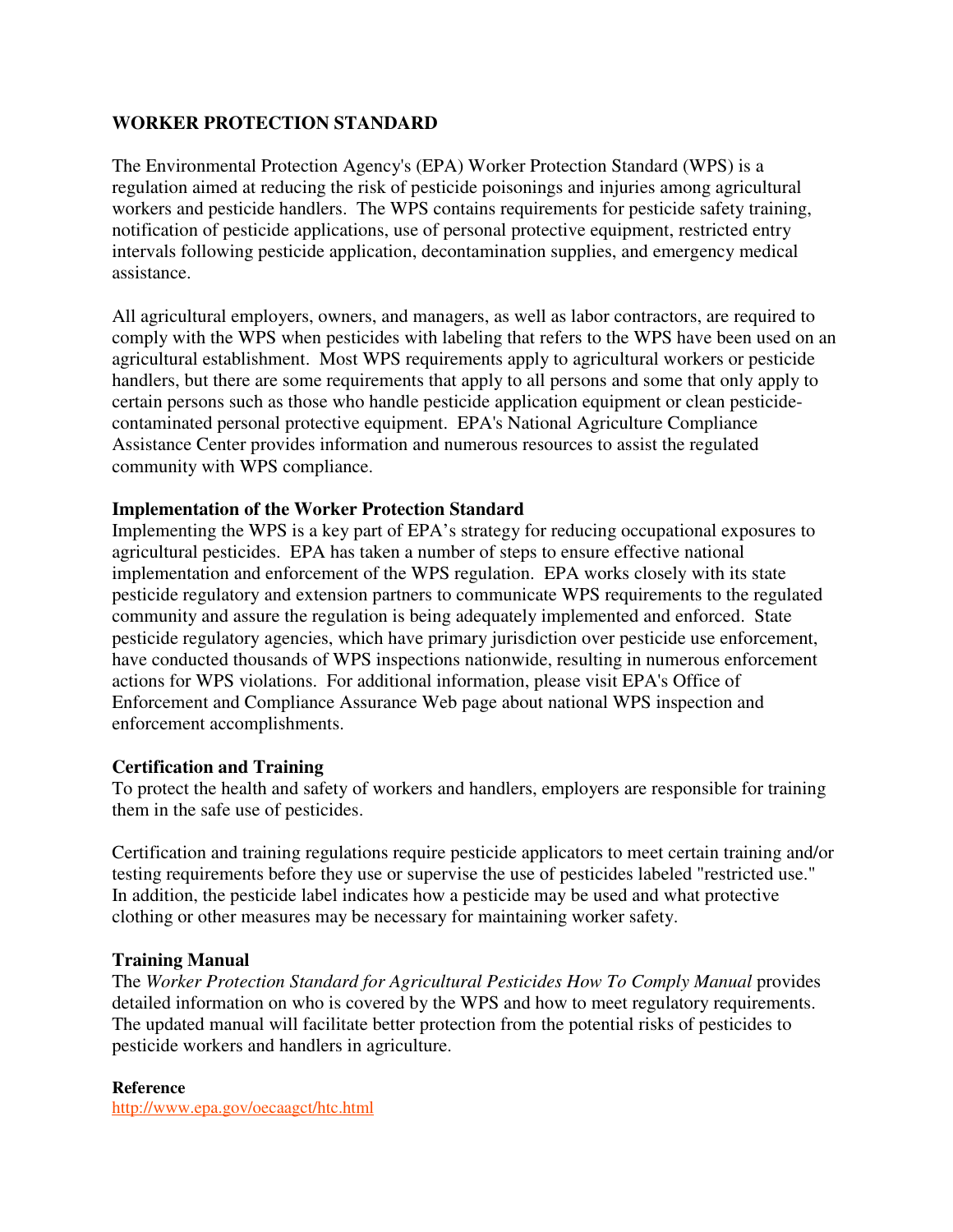## WORKER PROTECTION STANDARD

The Environmental Protection Agency's (EPA) Worker Protection Standard (WPS) is a regulation aimed at reducing the risk of pesticide poisonings and injuries among agricultural workers and pesticide handlers. The WPS contains requirements for pesticide safety training, notification of pesticide applications, use of personal protective equipment, restricted entry intervals following pesticide application, decontamination supplies, and emergency medical assistance.

All agricultural employers, owners, and managers, as well as labor contractors, are required to comply with the WPS when pesticides with labeling that refers to the WPS have been used on an agricultural establishment. Most WPS requirements apply to agricultural workers or pesticide handlers, but there are some requirements that apply to all persons and some that only apply to certain persons such as those who handle pesticide application equipment or clean pesticide-contaminated personal protective equipment. EPA's National Agriculture Compliance Assistance Center provides information and numerous resources to assist the regulated community with WPS compliance.

### Implementation of the Worker Protection Standard

Implementing the WPS is a key part of EPA's strategy for reducing occupational exposures to agricultural pesticides. EPA has taken a number of steps to ensure effective national implementation and enforcement of the WPS regulation. EPA works closely with its state pesticide regulatory and extension partners to communicate WPS requirements to the regulated community and assure the regulation is being adequately implemented and enforced. State pesticide regulatory agencies, which have primary jurisdiction over pesticide use enforcement, have conducted thousands of WPS inspections nationwide, resulting in numerous enforcement actions for WPS violations. For additional information, please visit EPA's Office of Enforcement and Compliance Assurance Web page about national WPS inspection and enforcement accomplishments.

### Certification and Training

To protect the health and safety of workers and handlers, employers are responsible for training them in the safe use of pesticides.

Certification and training regulations require pesticide applicators to meet certain training and/or testing requirements before they use or supervise the use of pesticides labeled "restricted use." In addition, the pesticide label indicates how a pesticide may be used and what protective clothing or other measures may be necessary for maintaining worker safety.

### Training Manual

The *Worker Protection Standard for Agricultural Pesticides How To Comply Manual* provides detailed information on who is covered by the WPS and how to meet regulatory requirements. The updated manual will facilitate better protection from the potential risks of pesticides to pesticide workers and handlers in agriculture.

**Reference**

http://www.epa.gov/oecaagct/htc.html